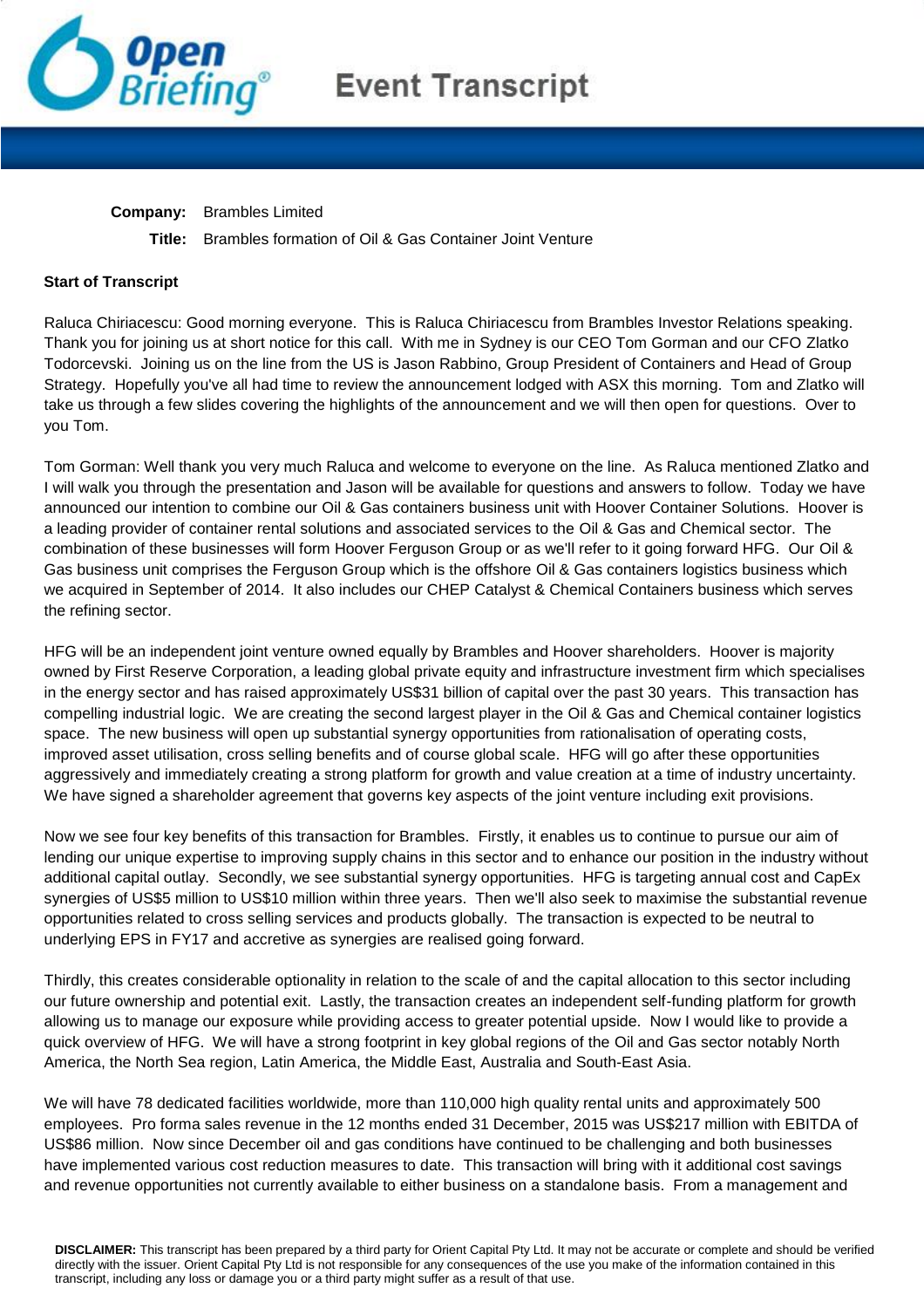# Event Transcript

**Company:** Brambles Limited

**Title:** Brambles formation of Oil & Gas Container Joint Venture

**Start of Transcript**

Raluca Chiriacescu: Good morning everyone. This is Raluca Chiriacescu from Brambles Investor Relations speaking. Thank you for joining us at short notice for this call. With me in Sydney is our CEO Tom Gorman and our CFO Zlatko Todorcevski. Joining us on the line from the US is Jason Rabbino, Group President of Containers and Head of Group Strategy. Hopefully you've all had time to review the announcement lodged with ASX this morning. Tom and Zlatko will take us through a few slides covering the highlights of the announcement and we will then open for questions. Over to you Tom.

Tom Gorman: Well thank you very much Raluca and welcome to everyone on the line. As Raluca mentioned Zlatko and I will walk you through the presentation and Jason will be available for questions and answers to follow. Today we have announced our intention to combine our Oil & Gas containers business unit with Hoover Container Solutions. Hoover is a leading provider of container rental solutions and associated services to the Oil & Gas and Chemical sector. The combination of these businesses will form Hoover Ferguson Group or as we'll refer to it going forward HFG. Our Oil & Gas business unit comprises the Ferguson Group which is the offshore Oil & Gas containers logistics business which we acquired in September of 2014. It also includes our CHEP Catalyst & Chemical Containers business which serves the refining sector.

HFG will be an independent joint venture owned equally by Brambles and Hoover shareholders. Hoover is majority owned by First Reserve Corporation, a leading global private equity and infrastructure investment firm which specialises in the energy sector and has raised approximately US$31 billion of capital over the past 30 years. This transaction has compelling industrial logic. We are creating the second largest player in the Oil & Gas and Chemical container logistics space. The new business will open up substantial synergy opportunities from rationalisation of operating costs, improved asset utilisation, cross selling benefits and of course global scale. HFG will go after these opportunities aggressively and immediately creating a strong platform for growth and value creation at a time of industry uncertainty. We have signed a shareholder agreement that governs key aspects of the joint venture including exit provisions.

Now we see four key benefits of this transaction for Brambles. Firstly, it enables us to continue to pursue our aim of lending our unique expertise to improving supply chains in this sector and to enhance our position in the industry without additional capital outlay. Secondly, we see substantial synergy opportunities. HFG is targeting annual cost and CapEx synergies of US$5 million to US$10 million within three years. Then we'll also seek to maximise the substantial revenue opportunities related to cross selling services and products globally. The transaction is expected to be neutral to underlying EPS in FY17 and accretive as synergies are realised going forward.

Thirdly, this creates considerable optionality in relation to the scale of and the capital allocation to this sector including our future ownership and potential exit. Lastly, the transaction creates an independent self-funding platform for growth allowing us to manage our exposure while providing access to greater potential upside. Now I would like to provide a quick overview of HFG. We will have a strong footprint in key global regions of the Oil and Gas sector notably North America, the North Sea region, Latin America, the Middle East, Australia and South-East Asia.

We will have 78 dedicated facilities worldwide, more than 110,000 high quality rental units and approximately 500 employees. Pro forma sales revenue in the 12 months ended 31 December, 2015 was US$217 million with EBITDA of US$86 million. Now since December oil and gas conditions have continued to be challenging and both businesses have implemented various cost reduction measures to date. This transaction will bring with it additional cost savings and revenue opportunities not currently available to either business on a standalone basis. From a management and

**DISCLAIMER:** This transcript has been prepared by a third party for Orient Capital Pty Ltd. It may not be accurate or complete and should be verified directly with the issuer. Orient Capital Pty Ltd is not responsible for any consequences of the use you make of the information contained in this transcript, including any loss or damage you or a third party might suffer as a result of that use.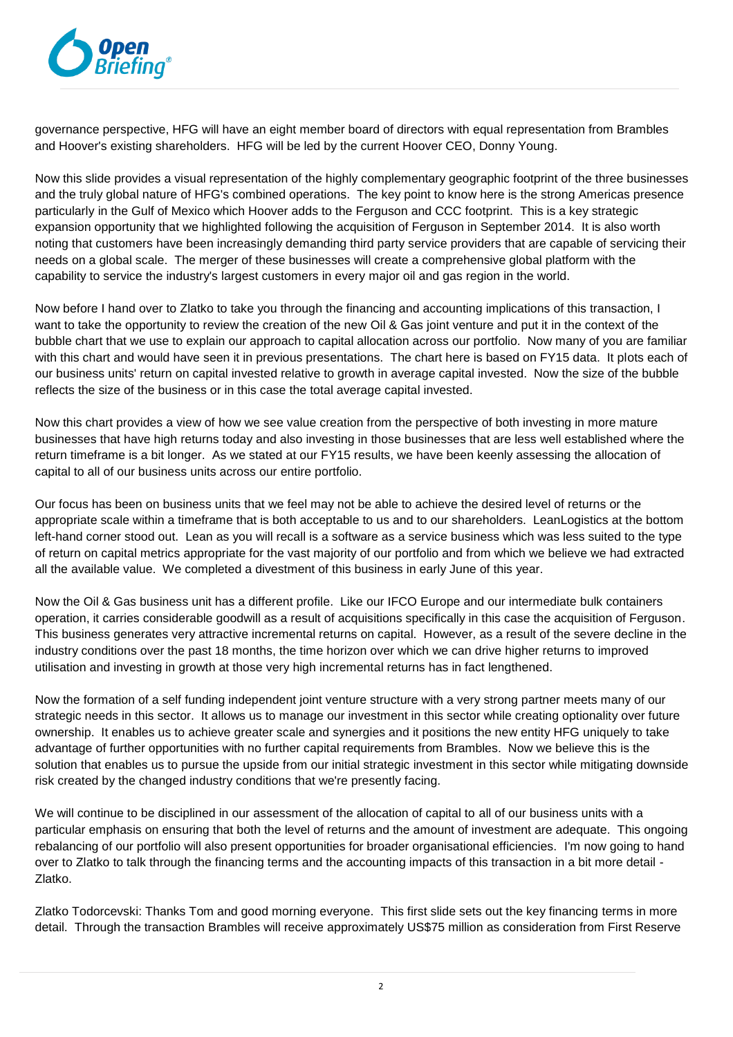governance perspective, HFG will have an eight member board of directors with equal representation from Brambles and Hoover's existing shareholders. HFG will be led by the current Hoover CEO, Donny Young.

Now this slide provides a visual representation of the highly complementary geographic footprint of the three businesses and the truly global nature of HFG's combined operations. The key point to know here is the strong Americas presence particularly in the Gulf of Mexico which Hoover adds to the Ferguson and CCC footprint. This is a key strategic expansion opportunity that we highlighted following the acquisition of Ferguson in September 2014. It is also worth noting that customers have been increasingly demanding third party service providers that are capable of servicing their needs on a global scale. The merger of these businesses will create a comprehensive global platform with the capability to service the industry's largest customers in every major oil and gas region in the world.

Now before I hand over to Zlatko to take you through the financing and accounting implications of this transaction, I want to take the opportunity to review the creation of the new Oil & Gas joint venture and put it in the context of the bubble chart that we use to explain our approach to capital allocation across our portfolio. Now many of you are familiar with this chart and would have seen it in previous presentations. The chart here is based on FY15 data. It plots each of our business units' return on capital invested relative to growth in average capital invested. Now the size of the bubble reflects the size of the business or in this case the total average capital invested.

Now this chart provides a view of how we see value creation from the perspective of both investing in more mature businesses that have high returns today and also investing in those businesses that are less well established where the return timeframe is a bit longer. As we stated at our FY15 results, we have been keenly assessing the allocation of capital to all of our business units across our entire portfolio.

Our focus has been on business units that we feel may not be able to achieve the desired level of returns or the appropriate scale within a timeframe that is both acceptable to us and to our shareholders. LeanLogistics at the bottom left-hand corner stood out. Lean as you will recall is a software as a service business which was less suited to the type of return on capital metrics appropriate for the vast majority of our portfolio and from which we believe we had extracted all the available value. We completed a divestment of this business in early June of this year.

Now the Oil & Gas business unit has a different profile. Like our IFCO Europe and our intermediate bulk containers operation, it carries considerable goodwill as a result of acquisitions specifically in this case the acquisition of Ferguson. This business generates very attractive incremental returns on capital. However, as a result of the severe decline in the industry conditions over the past 18 months, the time horizon over which we can drive higher returns to improved utilisation and investing in growth at those very high incremental returns has in fact lengthened.

Now the formation of a self funding independent joint venture structure with a very strong partner meets many of our strategic needs in this sector. It allows us to manage our investment in this sector while creating optionality over future ownership. It enables us to achieve greater scale and synergies and it positions the new entity HFG uniquely to take advantage of further opportunities with no further capital requirements from Brambles. Now we believe this is the solution that enables us to pursue the upside from our initial strategic investment in this sector while mitigating downside risk created by the changed industry conditions that we're presently facing.

We will continue to be disciplined in our assessment of the allocation of capital to all of our business units with a particular emphasis on ensuring that both the level of returns and the amount of investment are adequate. This ongoing rebalancing of our portfolio will also present opportunities for broader organisational efficiencies. I'm now going to hand over to Zlatko to talk through the financing terms and the accounting impacts of this transaction in a bit more detail - Zlatko.

Zlatko Todorcevski: Thanks Tom and good morning everyone. This first slide sets out the key financing terms in more detail. Through the transaction Brambles will receive approximately US$75 million as consideration from First Reserve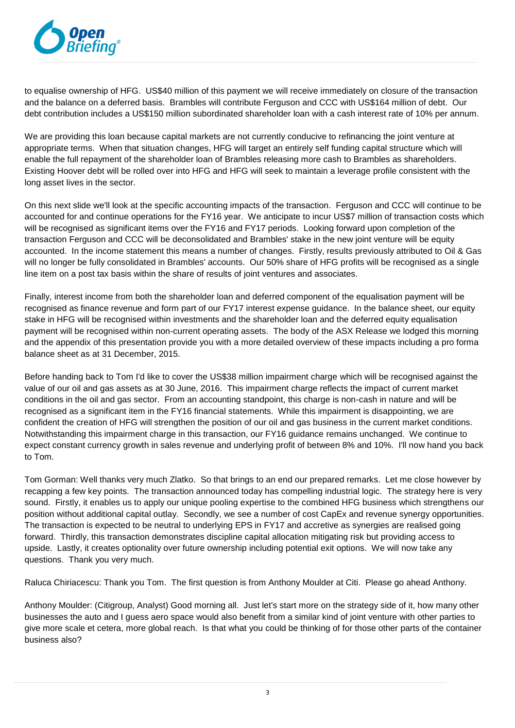to equalise ownership of HFG. US$40 million of this payment we will receive immediately on closure of the transaction and the balance on a deferred basis. Brambles will contribute Ferguson and CCC with US$164 million of debt. Our debt contribution includes a US$150 million subordinated shareholder loan with a cash interest rate of 10% per annum.

We are providing this loan because capital markets are not currently conducive to refinancing the joint venture at appropriate terms. When that situation changes, HFG will target an entirely self funding capital structure which will enable the full repayment of the shareholder loan of Brambles releasing more cash to Brambles as shareholders. Existing Hoover debt will be rolled over into HFG and HFG will seek to maintain a leverage profile consistent with the long asset lives in the sector.

On this next slide we'll look at the specific accounting impacts of the transaction. Ferguson and CCC will continue to be accounted for and continue operations for the FY16 year. We anticipate to incur US$7 million of transaction costs which will be recognised as significant items over the FY16 and FY17 periods. Looking forward upon completion of the transaction Ferguson and CCC will be deconsolidated and Brambles' stake in the new joint venture will be equity accounted. In the income statement this means a number of changes. Firstly, results previously attributed to Oil & Gas will no longer be fully consolidated in Brambles' accounts. Our 50% share of HFG profits will be recognised as a single line item on a post tax basis within the share of results of joint ventures and associates.

Finally, interest income from both the shareholder loan and deferred component of the equalisation payment will be recognised as finance revenue and form part of our FY17 interest expense guidance. In the balance sheet, our equity stake in HFG will be recognised within investments and the shareholder loan and the deferred equity equalisation payment will be recognised within non-current operating assets. The body of the ASX Release we lodged this morning and the appendix of this presentation provide you with a more detailed overview of these impacts including a pro forma balance sheet as at 31 December, 2015.

Before handing back to Tom I'd like to cover the US$38 million impairment charge which will be recognised against the value of our oil and gas assets as at 30 June, 2016. This impairment charge reflects the impact of current market conditions in the oil and gas sector. From an accounting standpoint, this charge is non-cash in nature and will be recognised as a significant item in the FY16 financial statements. While this impairment is disappointing, we are confident the creation of HFG will strengthen the position of our oil and gas business in the current market conditions. Notwithstanding this impairment charge in this transaction, our FY16 guidance remains unchanged. We continue to expect constant currency growth in sales revenue and underlying profit of between 8% and 10%. I'll now hand you back to Tom.

Tom Gorman: Well thanks very much Zlatko. So that brings to an end our prepared remarks. Let me close however by recapping a few key points. The transaction announced today has compelling industrial logic. The strategy here is very sound. Firstly, it enables us to apply our unique pooling expertise to the combined HFG business which strengthens our position without additional capital outlay. Secondly, we see a number of cost CapEx and revenue synergy opportunities. The transaction is expected to be neutral to underlying EPS in FY17 and accretive as synergies are realised going forward. Thirdly, this transaction demonstrates discipline capital allocation mitigating risk but providing access to upside. Lastly, it creates optionality over future ownership including potential exit options. We will now take any questions. Thank you very much.

Raluca Chiriacescu: Thank you Tom. The first question is from Anthony Moulder at Citi. Please go ahead Anthony.

Anthony Moulder: (Citigroup, Analyst) Good morning all. Just let's start more on the strategy side of it, how many other businesses the auto and I guess aero space would also benefit from a similar kind of joint venture with other parties to give more scale et cetera, more global reach. Is that what you could be thinking of for those other parts of the container business also?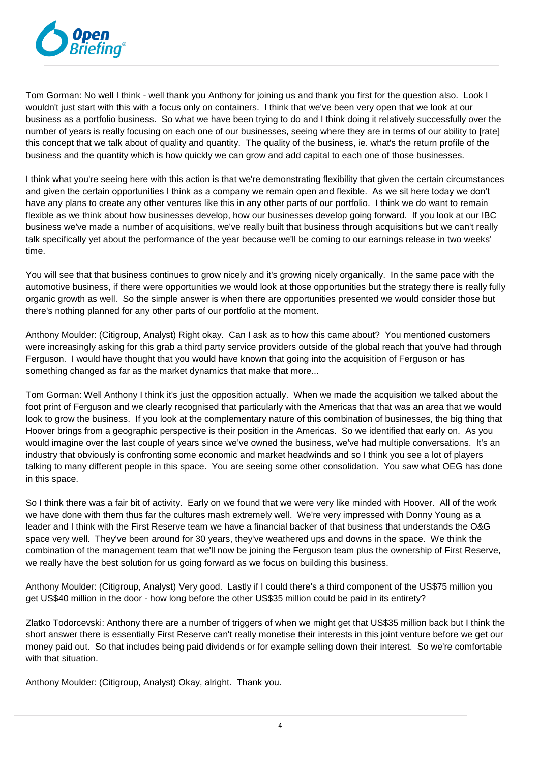Tom Gorman: No well I think - well thank you Anthony for joining us and thank you first for the question also. Look I wouldn't just start with this with a focus only on containers. I think that we've been very open that we look at our business as a portfolio business. So what we have been trying to do and I think doing it relatively successfully over the number of years is really focusing on each one of our businesses, seeing where they are in terms of our ability to [rate] this concept that we talk about of quality and quantity. The quality of the business, ie. what's the return profile of the business and the quantity which is how quickly we can grow and add capital to each one of those businesses.

I think what you're seeing here with this action is that we're demonstrating flexibility that given the certain circumstances and given the certain opportunities I think as a company we remain open and flexible. As we sit here today we don't have any plans to create any other ventures like this in any other parts of our portfolio. I think we do want to remain flexible as we think about how businesses develop, how our businesses develop going forward. If you look at our IBC business we've made a number of acquisitions, we've really built that business through acquisitions but we can't really talk specifically yet about the performance of the year because we'll be coming to our earnings release in two weeks' time.

You will see that that business continues to grow nicely and it's growing nicely organically. In the same pace with the automotive business, if there were opportunities we would look at those opportunities but the strategy there is really fully organic growth as well. So the simple answer is when there are opportunities presented we would consider those but there's nothing planned for any other parts of our portfolio at the moment.

Anthony Moulder: (Citigroup, Analyst) Right okay. Can I ask as to how this came about? You mentioned customers were increasingly asking for this grab a third party service providers outside of the global reach that you've had through Ferguson. I would have thought that you would have known that going into the acquisition of Ferguson or has something changed as far as the market dynamics that make that more...

Tom Gorman: Well Anthony I think it's just the opposition actually. When we made the acquisition we talked about the foot print of Ferguson and we clearly recognised that particularly with the Americas that that was an area that we would look to grow the business. If you look at the complementary nature of this combination of businesses, the big thing that Hoover brings from a geographic perspective is their position in the Americas. So we identified that early on. As you would imagine over the last couple of years since we've owned the business, we've had multiple conversations. It's an industry that obviously is confronting some economic and market headwinds and so I think you see a lot of players talking to many different people in this space. You are seeing some other consolidation. You saw what OEG has done in this space.

So I think there was a fair bit of activity. Early on we found that we were very like minded with Hoover. All of the work we have done with them thus far the cultures mash extremely well. We're very impressed with Donny Young as a leader and I think with the First Reserve team we have a financial backer of that business that understands the O&G space very well. They've been around for 30 years, they've weathered ups and downs in the space. We think the combination of the management team that we'll now be joining the Ferguson team plus the ownership of First Reserve, we really have the best solution for us going forward as we focus on building this business.

Anthony Moulder: (Citigroup, Analyst) Very good. Lastly if I could there's a third component of the US$75 million you get US$40 million in the door - how long before the other US$35 million could be paid in its entirety?

Zlatko Todorcevski: Anthony there are a number of triggers of when we might get that US$35 million back but I think the short answer there is essentially First Reserve can't really monetise their interests in this joint venture before we get our money paid out. So that includes being paid dividends or for example selling down their interest. So we're comfortable with that situation.

Anthony Moulder: (Citigroup, Analyst) Okay, alright. Thank you.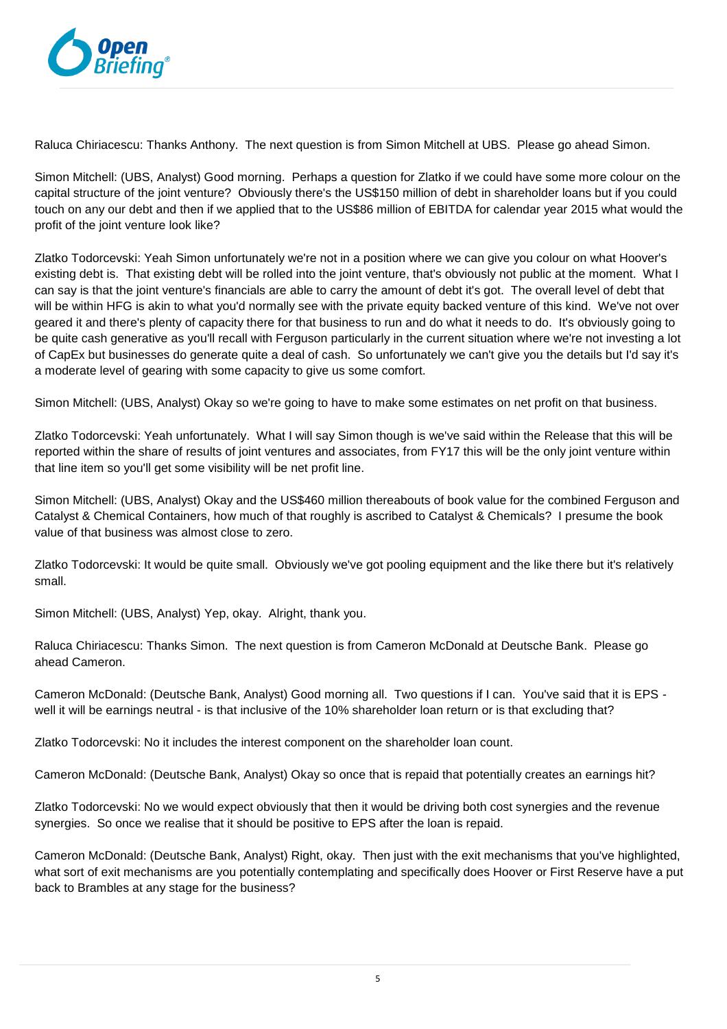Raluca Chiriacescu: Thanks Anthony. The next question is from Simon Mitchell at UBS. Please go ahead Simon.

Simon Mitchell: (UBS, Analyst) Good morning. Perhaps a question for Zlatko if we could have some more colour on the capital structure of the joint venture? Obviously there's the US$150 million of debt in shareholder loans but if you could touch on any our debt and then if we applied that to the US$86 million of EBITDA for calendar year 2015 what would the profit of the joint venture look like?

Zlatko Todorcevski: Yeah Simon unfortunately we're not in a position where we can give you colour on what Hoover's existing debt is. That existing debt will be rolled into the joint venture, that's obviously not public at the moment. What I can say is that the joint venture's financials are able to carry the amount of debt it's got. The overall level of debt that will be within HFG is akin to what you'd normally see with the private equity backed venture of this kind. We've not over geared it and there's plenty of capacity there for that business to run and do what it needs to do. It's obviously going to be quite cash generative as you'll recall with Ferguson particularly in the current situation where we're not investing a lot of CapEx but businesses do generate quite a deal of cash. So unfortunately we can't give you the details but I'd say it's a moderate level of gearing with some capacity to give us some comfort.

Simon Mitchell: (UBS, Analyst) Okay so we're going to have to make some estimates on net profit on that business.

Zlatko Todorcevski: Yeah unfortunately. What I will say Simon though is we've said within the Release that this will be reported within the share of results of joint ventures and associates, from FY17 this will be the only joint venture within that line item so you'll get some visibility will be net profit line.

Simon Mitchell: (UBS, Analyst) Okay and the US$460 million thereabouts of book value for the combined Ferguson and Catalyst & Chemical Containers, how much of that roughly is ascribed to Catalyst & Chemicals? I presume the book value of that business was almost close to zero.

Zlatko Todorcevski: It would be quite small. Obviously we've got pooling equipment and the like there but it's relatively small.

Simon Mitchell: (UBS, Analyst) Yep, okay. Alright, thank you.

Raluca Chiriacescu: Thanks Simon. The next question is from Cameron McDonald at Deutsche Bank. Please go ahead Cameron.

Cameron McDonald: (Deutsche Bank, Analyst) Good morning all. Two questions if I can. You've said that it is EPS - well it will be earnings neutral - is that inclusive of the 10% shareholder loan return or is that excluding that?

Zlatko Todorcevski: No it includes the interest component on the shareholder loan count.

Cameron McDonald: (Deutsche Bank, Analyst) Okay so once that is repaid that potentially creates an earnings hit?

Zlatko Todorcevski: No we would expect obviously that then it would be driving both cost synergies and the revenue synergies. So once we realise that it should be positive to EPS after the loan is repaid.

Cameron McDonald: (Deutsche Bank, Analyst) Right, okay. Then just with the exit mechanisms that you've highlighted, what sort of exit mechanisms are you potentially contemplating and specifically does Hoover or First Reserve have a put back to Brambles at any stage for the business?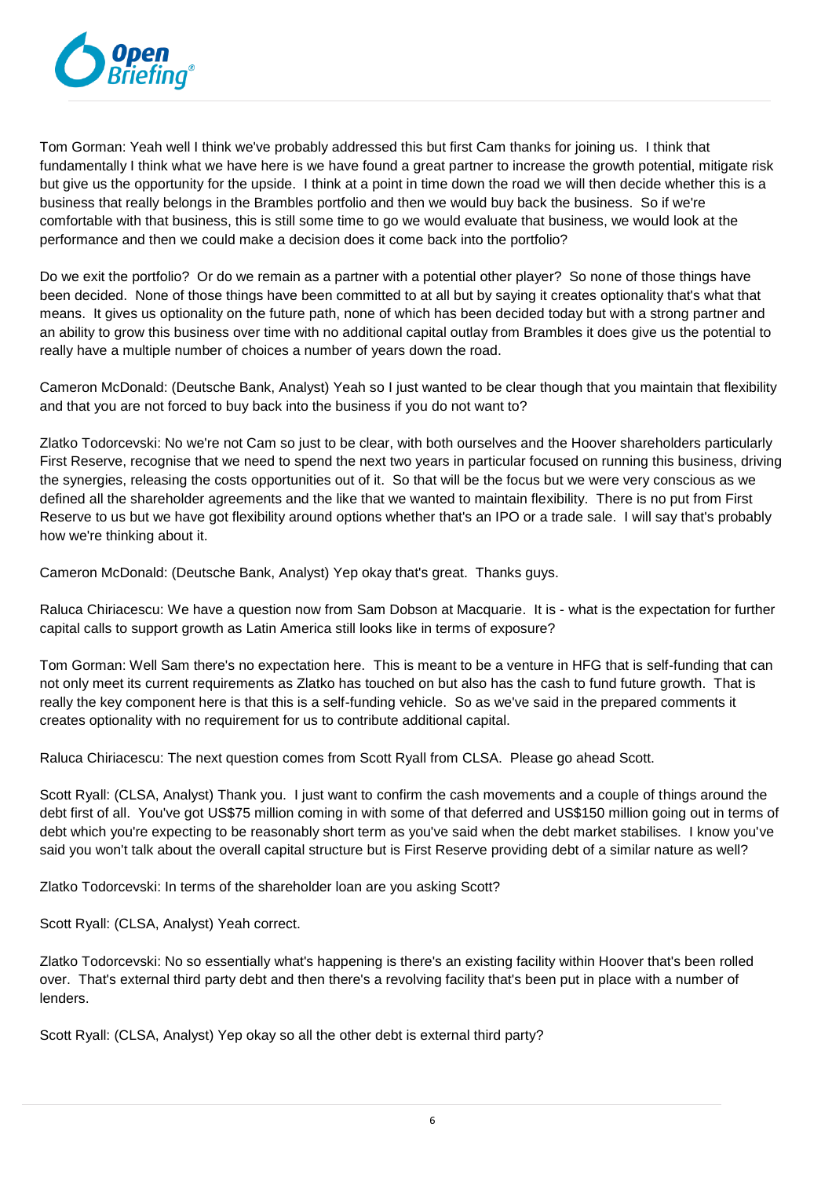Tom Gorman: Yeah well I think we've probably addressed this but first Cam thanks for joining us. I think that fundamentally I think what we have here is we have found a great partner to increase the growth potential, mitigate risk but give us the opportunity for the upside. I think at a point in time down the road we will then decide whether this is a business that really belongs in the Brambles portfolio and then we would buy back the business. So if we're comfortable with that business, this is still some time to go we would evaluate that business, we would look at the performance and then we could make a decision does it come back into the portfolio?

Do we exit the portfolio? Or do we remain as a partner with a potential other player? So none of those things have been decided. None of those things have been committed to at all but by saying it creates optionality that's what that means. It gives us optionality on the future path, none of which has been decided today but with a strong partner and an ability to grow this business over time with no additional capital outlay from Brambles it does give us the potential to really have a multiple number of choices a number of years down the road.

Cameron McDonald: (Deutsche Bank, Analyst) Yeah so I just wanted to be clear though that you maintain that flexibility and that you are not forced to buy back into the business if you do not want to?

Zlatko Todorcevski: No we're not Cam so just to be clear, with both ourselves and the Hoover shareholders particularly First Reserve, recognise that we need to spend the next two years in particular focused on running this business, driving the synergies, releasing the costs opportunities out of it. So that will be the focus but we were very conscious as we defined all the shareholder agreements and the like that we wanted to maintain flexibility. There is no put from First Reserve to us but we have got flexibility around options whether that's an IPO or a trade sale. I will say that's probably how we're thinking about it.

Cameron McDonald: (Deutsche Bank, Analyst) Yep okay that's great. Thanks guys.

Raluca Chiriacescu: We have a question now from Sam Dobson at Macquarie. It is - what is the expectation for further capital calls to support growth as Latin America still looks like in terms of exposure?

Tom Gorman: Well Sam there's no expectation here. This is meant to be a venture in HFG that is self-funding that can not only meet its current requirements as Zlatko has touched on but also has the cash to fund future growth. That is really the key component here is that this is a self-funding vehicle. So as we've said in the prepared comments it creates optionality with no requirement for us to contribute additional capital.

Raluca Chiriacescu: The next question comes from Scott Ryall from CLSA. Please go ahead Scott.

Scott Ryall: (CLSA, Analyst) Thank you. I just want to confirm the cash movements and a couple of things around the debt first of all. You've got US$75 million coming in with some of that deferred and US$150 million going out in terms of debt which you're expecting to be reasonably short term as you've said when the debt market stabilises. I know you've said you won't talk about the overall capital structure but is First Reserve providing debt of a similar nature as well?

Zlatko Todorcevski: In terms of the shareholder loan are you asking Scott?

Scott Ryall: (CLSA, Analyst) Yeah correct.

Zlatko Todorcevski: No so essentially what's happening is there's an existing facility within Hoover that's been rolled over. That's external third party debt and then there's a revolving facility that's been put in place with a number of lenders.

Scott Ryall: (CLSA, Analyst) Yep okay so all the other debt is external third party?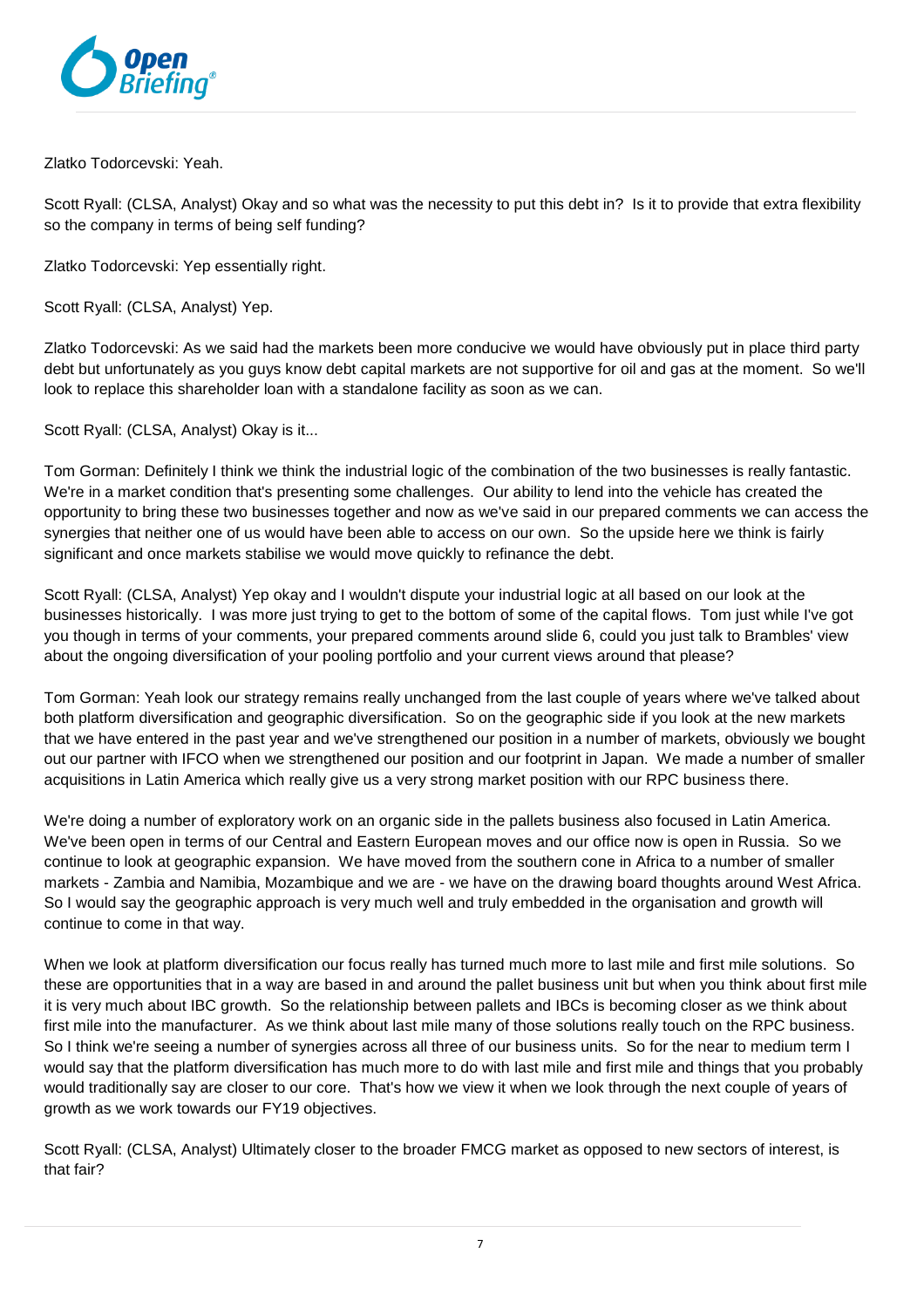Zlatko Todorcevski: Yeah.

Scott Ryall: (CLSA, Analyst) Okay and so what was the necessity to put this debt in? Is it to provide that extra flexibility so the company in terms of being self funding?

Zlatko Todorcevski: Yep essentially right.

Scott Ryall: (CLSA, Analyst) Yep.

Zlatko Todorcevski: As we said had the markets been more conducive we would have obviously put in place third party debt but unfortunately as you guys know debt capital markets are not supportive for oil and gas at the moment. So we'll look to replace this shareholder loan with a standalone facility as soon as we can.

Scott Ryall: (CLSA, Analyst) Okay is it...

Tom Gorman: Definitely I think we think the industrial logic of the combination of the two businesses is really fantastic. We're in a market condition that's presenting some challenges. Our ability to lend into the vehicle has created the opportunity to bring these two businesses together and now as we've said in our prepared comments we can access the synergies that neither one of us would have been able to access on our own. So the upside here we think is fairly significant and once markets stabilise we would move quickly to refinance the debt.

Scott Ryall: (CLSA, Analyst) Yep okay and I wouldn't dispute your industrial logic at all based on our look at the businesses historically. I was more just trying to get to the bottom of some of the capital flows. Tom just while I've got you though in terms of your comments, your prepared comments around slide 6, could you just talk to Brambles' view about the ongoing diversification of your pooling portfolio and your current views around that please?

Tom Gorman: Yeah look our strategy remains really unchanged from the last couple of years where we've talked about both platform diversification and geographic diversification. So on the geographic side if you look at the new markets that we have entered in the past year and we've strengthened our position in a number of markets, obviously we bought out our partner with IFCO when we strengthened our position and our footprint in Japan. We made a number of smaller acquisitions in Latin America which really give us a very strong market position with our RPC business there.

We're doing a number of exploratory work on an organic side in the pallets business also focused in Latin America. We've been open in terms of our Central and Eastern European moves and our office now is open in Russia. So we continue to look at geographic expansion. We have moved from the southern cone in Africa to a number of smaller markets - Zambia and Namibia, Mozambique and we are - we have on the drawing board thoughts around West Africa. So I would say the geographic approach is very much well and truly embedded in the organisation and growth will continue to come in that way.

When we look at platform diversification our focus really has turned much more to last mile and first mile solutions. So these are opportunities that in a way are based in and around the pallet business unit but when you think about first mile it is very much about IBC growth. So the relationship between pallets and IBCs is becoming closer as we think about first mile into the manufacturer. As we think about last mile many of those solutions really touch on the RPC business. So I think we're seeing a number of synergies across all three of our business units. So for the near to medium term I would say that the platform diversification has much more to do with last mile and first mile and things that you probably would traditionally say are closer to our core. That's how we view it when we look through the next couple of years of growth as we work towards our FY19 objectives.

Scott Ryall: (CLSA, Analyst) Ultimately closer to the broader FMCG market as opposed to new sectors of interest, is that fair?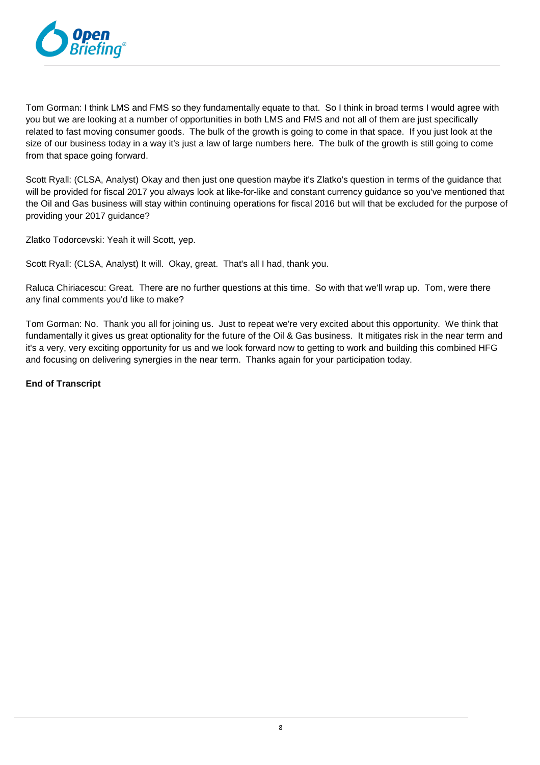Tom Gorman: I think LMS and FMS so they fundamentally equate to that. So I think in broad terms I would agree with you but we are looking at a number of opportunities in both LMS and FMS and not all of them are just specifically related to fast moving consumer goods. The bulk of the growth is going to come in that space. If you just look at the size of our business today in a way it's just a law of large numbers here. The bulk of the growth is still going to come from that space going forward.

Scott Ryall: (CLSA, Analyst) Okay and then just one question maybe it's Zlatko's question in terms of the guidance that will be provided for fiscal 2017 you always look at like-for-like and constant currency guidance so you've mentioned that the Oil and Gas business will stay within continuing operations for fiscal 2016 but will that be excluded for the purpose of providing your 2017 guidance?

Zlatko Todorcevski: Yeah it will Scott, yep.

Scott Ryall: (CLSA, Analyst) It will. Okay, great. That's all I had, thank you.

Raluca Chiriacescu: Great. There are no further questions at this time. So with that we'll wrap up. Tom, were there any final comments you'd like to make?

Tom Gorman: No. Thank you all for joining us. Just to repeat we're very excited about this opportunity. We think that fundamentally it gives us great optionality for the future of the Oil & Gas business. It mitigates risk in the near term and it's a very, very exciting opportunity for us and we look forward now to getting to work and building this combined HFG and focusing on delivering synergies in the near term. Thanks again for your participation today.

**End of Transcript**